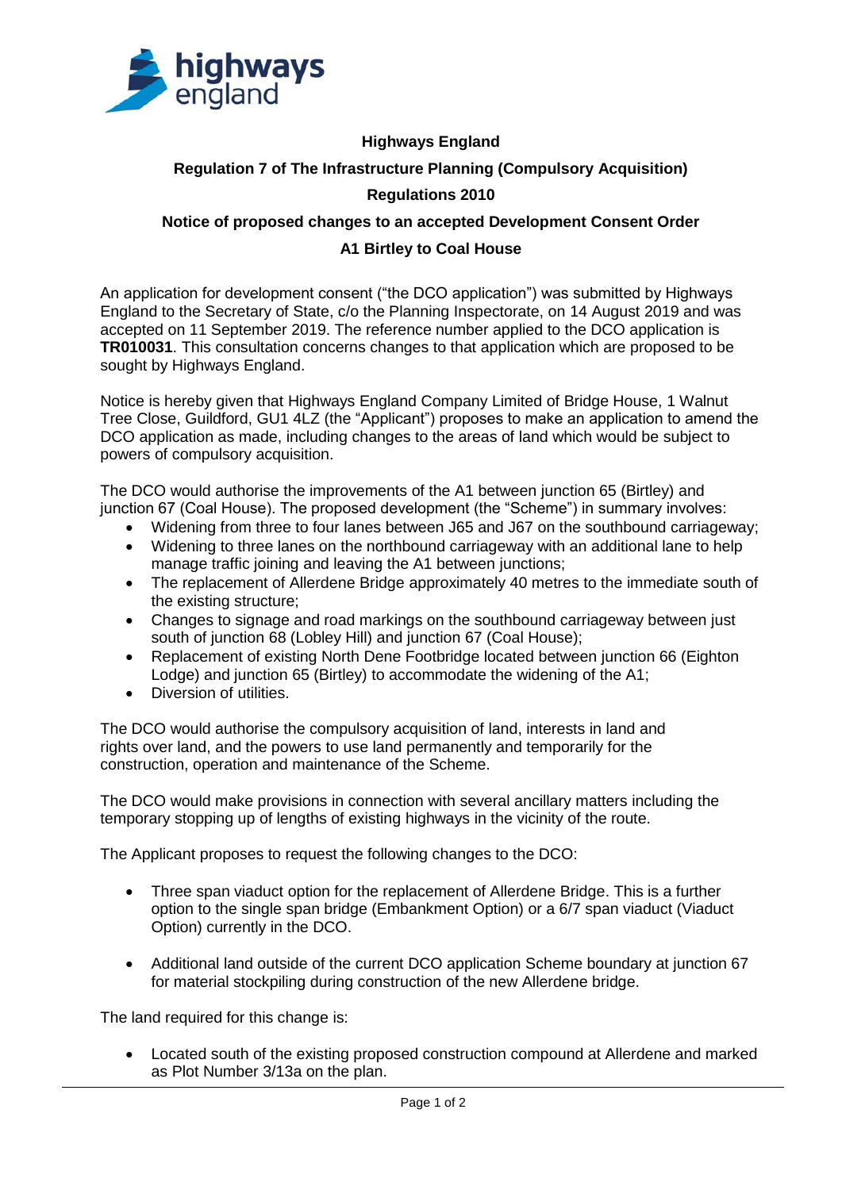**Highways England**

**Regulation 7 of The Infrastructure Planning (Compulsory Acquisition) Regulations 2010**

**Notice of proposed changes to an accepted Development Consent Order**

**A1 Birtley to Coal House**

An application for development consent ("the DCO application") was submitted by Highways England to the Secretary of State, c/o the Planning Inspectorate, on 14 August 2019 and was accepted on 11 September 2019. The reference number applied to the DCO application is **TR010031**. This consultation concerns changes to that application which are proposed to be sought by Highways England.

Notice is hereby given that Highways England Company Limited of Bridge House, 1 Walnut Tree Close, Guildford, GU1 4LZ (the "Applicant") proposes to make an application to amend the DCO application as made, including changes to the areas of land which would be subject to powers of compulsory acquisition.

The DCO would authorise the improvements of the A1 between junction 65 (Birtley) and junction 67 (Coal House). The proposed development (the "Scheme") in summary involves:

- Widening from three to four lanes between J65 and J67 on the southbound carriageway;
- Widening to three lanes on the northbound carriageway with an additional lane to help manage traffic joining and leaving the A1 between junctions;
- The replacement of Allerdene Bridge approximately 40 metres to the immediate south of the existing structure;
- Changes to signage and road markings on the southbound carriageway between just south of junction 68 (Lobley Hill) and junction 67 (Coal House);
- Replacement of existing North Dene Footbridge located between junction 66 (Eighton Lodge) and junction 65 (Birtley) to accommodate the widening of the A1;
- Diversion of utilities.

The DCO would authorise the compulsory acquisition of land, interests in land and rights over land, and the powers to use land permanently and temporarily for the construction, operation and maintenance of the Scheme.

The DCO would make provisions in connection with several ancillary matters including the temporary stopping up of lengths of existing highways in the vicinity of the route.

The Applicant proposes to request the following changes to the DCO:

- Three span viaduct option for the replacement of Allerdene Bridge. This is a further option to the single span bridge (Embankment Option) or a 6/7 span viaduct (Viaduct Option) currently in the DCO.

- Additional land outside of the current DCO application Scheme boundary at junction 67 for material stockpiling during construction of the new Allerdene bridge.

The land required for this change is:

- Located south of the existing proposed construction compound at Allerdene and marked as Plot Number 3/13a on the plan.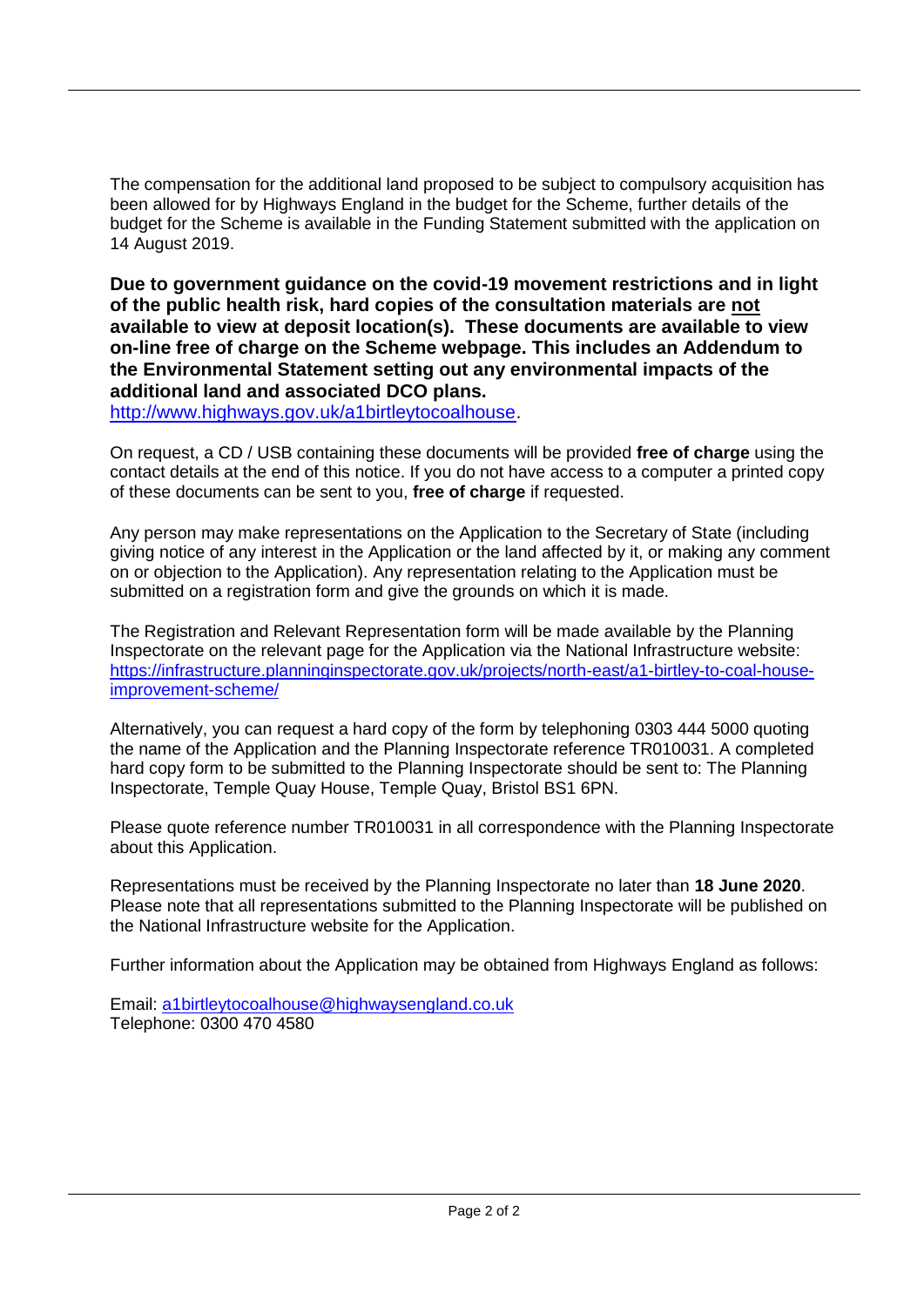The compensation for the additional land proposed to be subject to compulsory acquisition has been allowed for by Highways England in the budget for the Scheme, further details of the budget for the Scheme is available in the Funding Statement submitted with the application on 14 August 2019.

**Due to government guidance on the covid-19 movement restrictions and in light of the public health risk, hard copies of the consultation materials are <u>not</u> available to view at deposit location(s). These documents are available to view on-line free of charge on the Scheme webpage. This includes an Addendum to the Environmental Statement setting out any environmental impacts of the additional land and associated DCO plans.**
http://www.highways.gov.uk/a1birtleytocoalhouse.

On request, a CD / USB containing these documents will be provided **free of charge** using the contact details at the end of this notice. If you do not have access to a computer a printed copy of these documents can be sent to you, **free of charge** if requested.

Any person may make representations on the Application to the Secretary of State (including giving notice of any interest in the Application or the land affected by it, or making any comment on or objection to the Application). Any representation relating to the Application must be submitted on a registration form and give the grounds on which it is made.

The Registration and Relevant Representation form will be made available by the Planning Inspectorate on the relevant page for the Application via the National Infrastructure website: https://infrastructure.planninginspectorate.gov.uk/projects/north-east/a1-birtley-to-coal-house-improvement-scheme/

Alternatively, you can request a hard copy of the form by telephoning 0303 444 5000 quoting the name of the Application and the Planning Inspectorate reference TR010031. A completed hard copy form to be submitted to the Planning Inspectorate should be sent to: The Planning Inspectorate, Temple Quay House, Temple Quay, Bristol BS1 6PN.

Please quote reference number TR010031 in all correspondence with the Planning Inspectorate about this Application.

Representations must be received by the Planning Inspectorate no later than **18 June 2020**. Please note that all representations submitted to the Planning Inspectorate will be published on the National Infrastructure website for the Application.

Further information about the Application may be obtained from Highways England as follows:

Email: a1birtleytocoalhouse@highwaysengland.co.uk
Telephone: 0300 470 4580